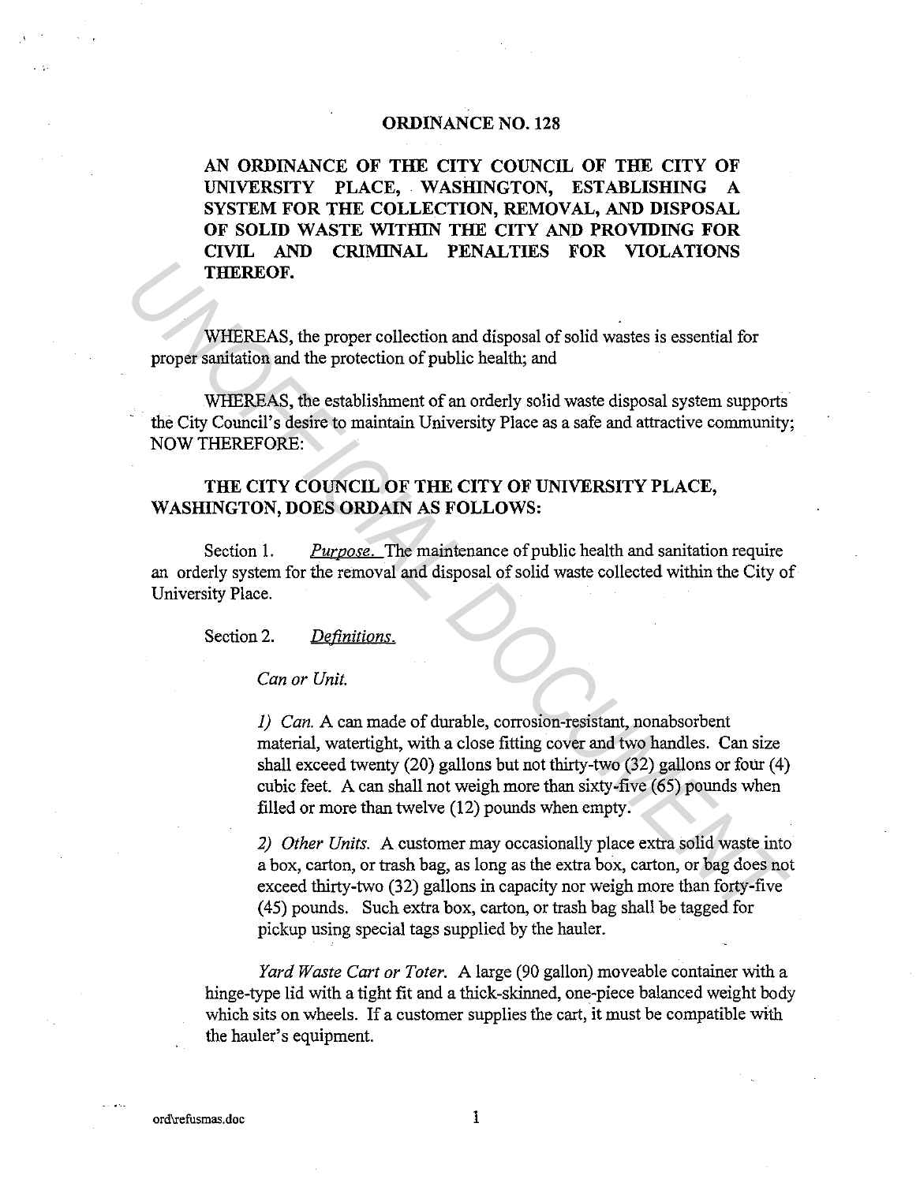**ORDINANCE NO. 128**

**AN ORDINANCE OF THE CITY COUNCIL OF THE CITY OF UNIVERSITY PLACE, WASHINGTON, ESTABLISHING A SYSTEM FOR THE COLLECTION, REMOVAL, AND DISPOSAL OF SOLID WASTE WITHIN THE CITY AND PROVIDING FOR CIVIL AND CRIMINAL PENALTIES FOR VIOLATIONS THEREOF.**

WHEREAS, the proper collection and disposal of solid wastes is essential for proper sanitation and the protection of public health; and

WHEREAS, the establishment of an orderly solid waste disposal system supports the City Council's desire to maintain University Place as a safe and attractive community; NOW THEREFORE:

**THE CITY COUNCIL OF THE CITY OF UNIVERSITY PLACE, WASHINGTON, DOES ORDAIN AS FOLLOWS:**

Section 1. *Purpose.* The maintenance of public health and sanitation require an orderly system for the removal and disposal of solid waste collected within the City of University Place.

Section 2. *Definitions.*

*Can or Unit.*

*1) Can.* A can made of durable, corrosion-resistant, nonabsorbent material, watertight, with a close fitting cover and two handles. Can size shall exceed twenty (20) gallons but not thirty-two (32) gallons or four (4) cubic feet. A can shall not weigh more than sixty-five (65) pounds when filled or more than twelve (12) pounds when empty.

*2) Other Units.* A customer may occasionally place extra solid waste into a box, carton, or trash bag, as long as the extra box, carton, or bag does not exceed thirty-two (32) gallons in capacity nor weigh more than forty-five (45) pounds. Such extra box, carton, or trash bag shall be tagged for pickup using special tags supplied by the hauler.

*Yard Waste Cart or Toter.* A large (90 gallon) moveable container with a hinge-type lid with a tight fit and a thick-skinned, one-piece balanced weight body which sits on wheels. If a customer supplies the cart, it must be compatible with the hauler's equipment.

ord\refusmas.doc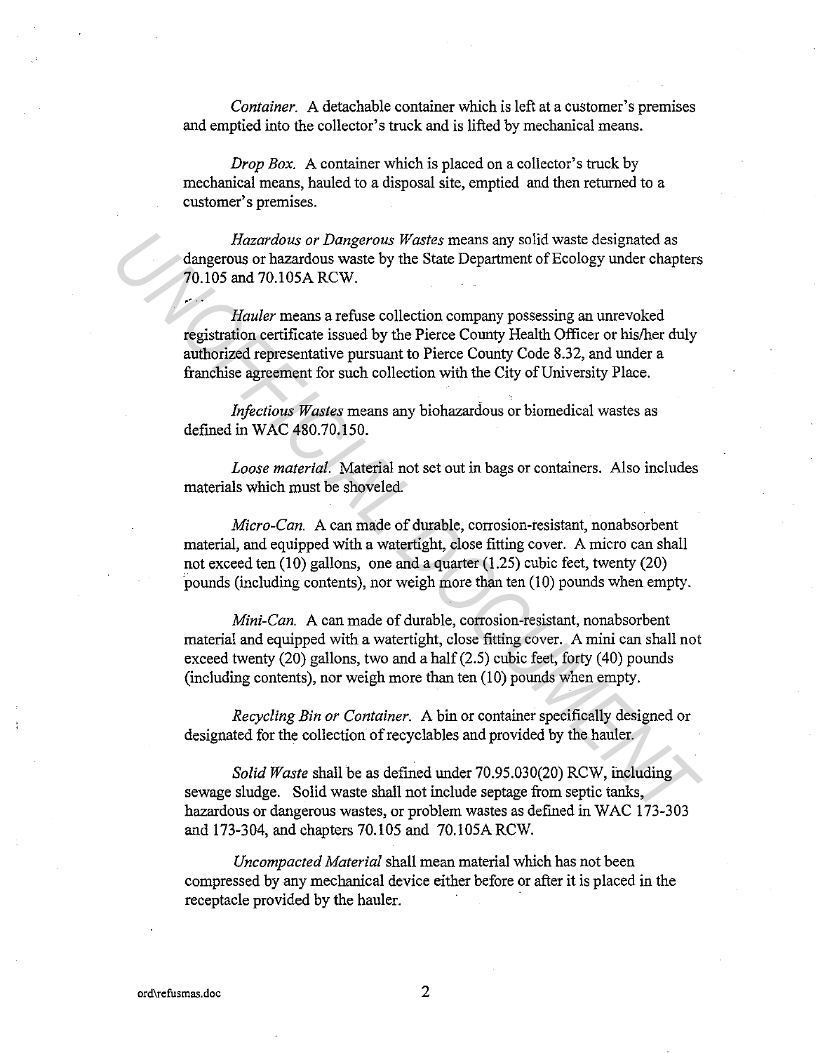*Container.* A detachable container which is left at a customer's premises and emptied into the collector's truck and is lifted by mechanical means.

*Drop Box.* A container which is placed on a collector's truck by mechanical means, hauled to a disposal site, emptied and then returned to a customer's premises.

*Hazardous or Dangerous Wastes* means any solid waste designated as dangerous or hazardous waste by the State Department of Ecology under chapters 70.105 and 70.105A RCW.

*Hauler* means a refuse collection company possessing an unrevoked registration certificate issued by the Pierce County Health Officer or his/her duly authorized representative pursuant to Pierce County Code 8.32, and under a franchise agreement for such collection with the City of University Place.

*Infectious Wastes* means any biohazardous or biomedical wastes as defined in WAC 480.70.150.

*Loose material.* Material not set out in bags or containers. Also includes materials which must be shoveled.

*Micro-Can.* A can made of durable, corrosion-resistant, nonabsorbent material, and equipped with a watertight, close fitting cover. A micro can shall not exceed ten (10) gallons, one and a quarter (1.25) cubic feet, twenty (20) pounds (including contents), nor weigh more than ten (10) pounds when empty.

*Mini-Can.* A can made of durable, corrosion-resistant, nonabsorbent material and equipped with a watertight, close fitting cover. A mini can shall not exceed twenty (20) gallons, two and a half (2.5) cubic feet, forty (40) pounds (including contents), nor weigh more than ten (10) pounds when empty.

*Recycling Bin or Container.* A bin or container specifically designed or designated for the collection of recyclables and provided by the hauler.

*Solid Waste* shall be as defined under 70.95.030(20) RCW, including sewage sludge. Solid waste shall not include septage from septic tanks, hazardous or dangerous wastes, or problem wastes as defined in WAC 173-303 and 173-304, and chapters 70.105 and 70.105A RCW.

*Uncompacted Material* shall mean material which has not been compressed by any mechanical device either before or after it is placed in the receptacle provided by the hauler.

ord\refusmas.doc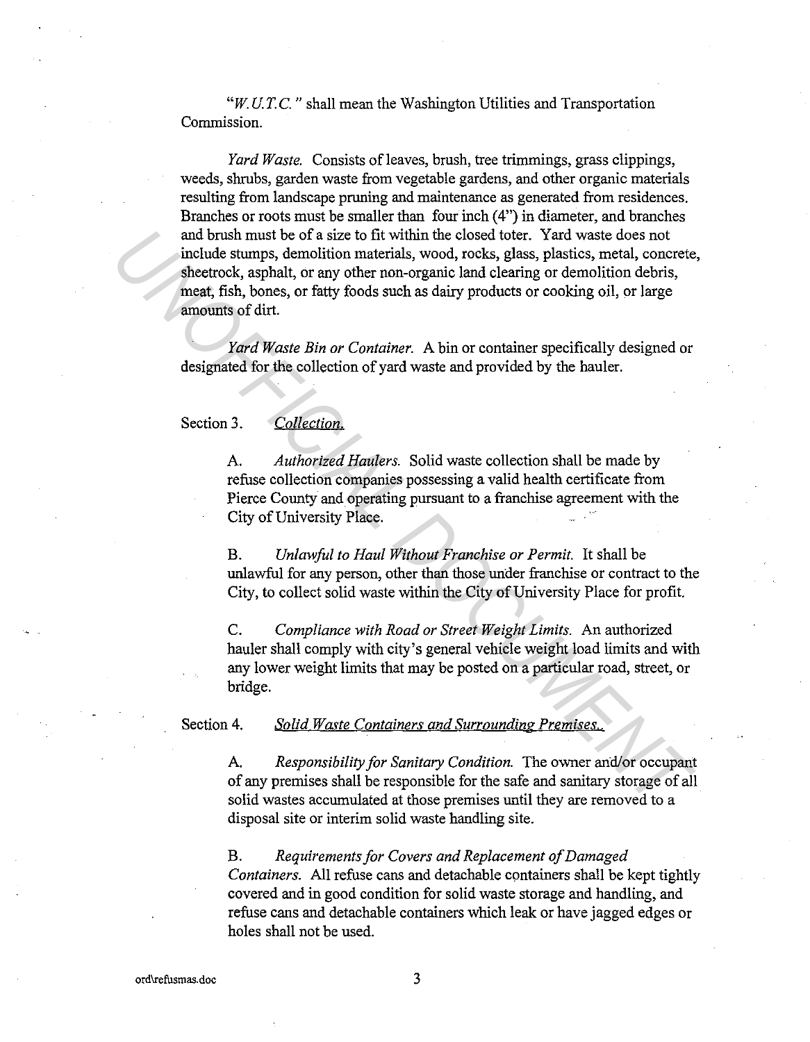*"W.U.T.C."* shall mean the Washington Utilities and Transportation Commission.

*Yard Waste.* Consists of leaves, brush, tree trimmings, grass clippings, weeds, shrubs, garden waste from vegetable gardens, and other organic materials resulting from landscape pruning and maintenance as generated from residences. Branches or roots must be smaller than four inch (4") in diameter, and branches and brush must be of a size to fit within the closed toter. Yard waste does not include stumps, demolition materials, wood, rocks, glass, plastics, metal, concrete, sheetrock, asphalt, or any other non-organic land clearing or demolition debris, meat, fish, bones, or fatty foods such as dairy products or cooking oil, or large amounts of dirt.

*Yard Waste Bin or Container.* A bin or container specifically designed or designated for the collection of yard waste and provided by the hauler.

Section 3. *Collection.*

A. *Authorized Haulers.* Solid waste collection shall be made by refuse collection companies possessing a valid health certificate from Pierce County and operating pursuant to a franchise agreement with the City of University Place.

B. *Unlawful to Haul Without Franchise or Permit.* It shall be unlawful for any person, other than those under franchise or contract to the City, to collect solid waste within the City of University Place for profit.

C. *Compliance with Road or Street Weight Limits.* An authorized hauler shall comply with city's general vehicle weight load limits and with any lower weight limits that may be posted on a particular road, street, or bridge.

Section 4. *Solid Waste Containers and Surrounding Premises.*

A. *Responsibility for Sanitary Condition.* The owner and/or occupant of any premises shall be responsible for the safe and sanitary storage of all solid wastes accumulated at those premises until they are removed to a disposal site or interim solid waste handling site.

B. *Requirements for Covers and Replacement of Damaged Containers.* All refuse cans and detachable containers shall be kept tightly covered and in good condition for solid waste storage and handling, and refuse cans and detachable containers which leak or have jagged edges or holes shall not be used.

ord\refusmas.doc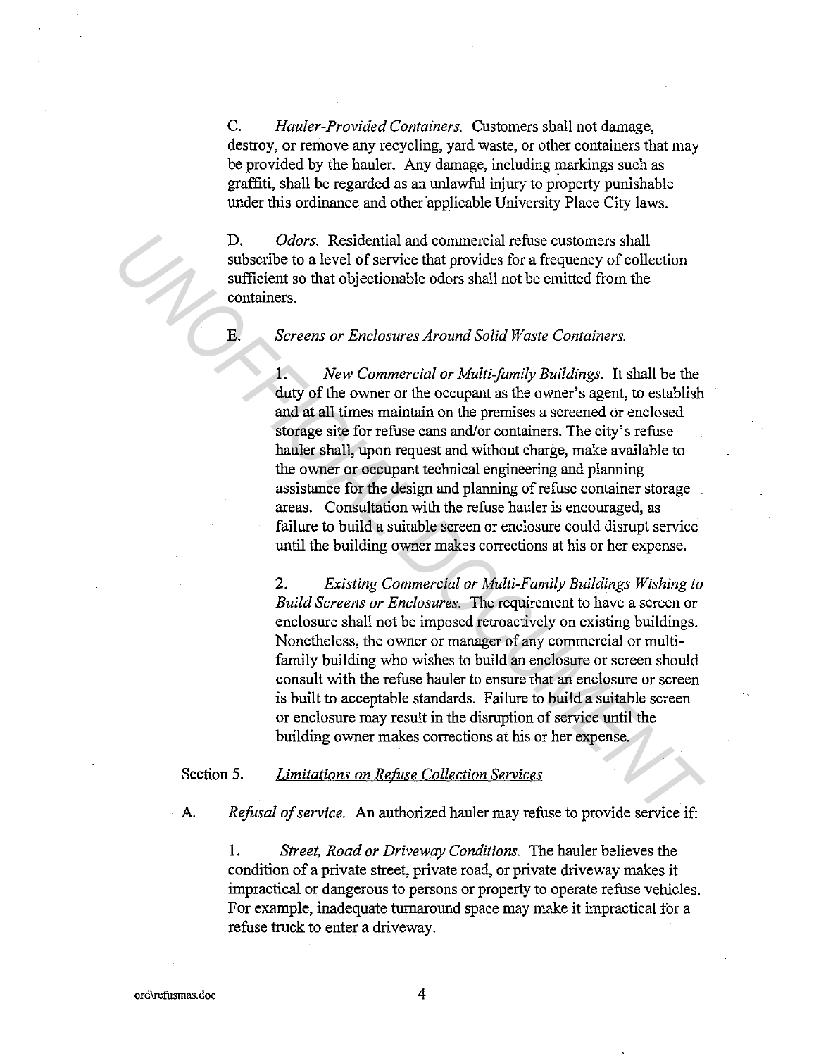C. *Hauler-Provided Containers.* Customers shall not damage, destroy, or remove any recycling, yard waste, or other containers that may be provided by the hauler. Any damage, including markings such as graffiti, shall be regarded as an unlawful injury to property punishable under this ordinance and other applicable University Place City laws.

D. *Odors.* Residential and commercial refuse customers shall subscribe to a level of service that provides for a frequency of collection sufficient so that objectionable odors shall not be emitted from the containers.

E. *Screens or Enclosures Around Solid Waste Containers.*

1. *New Commercial or Multi-family Buildings.* It shall be the duty of the owner or the occupant as the owner's agent, to establish and at all times maintain on the premises a screened or enclosed storage site for refuse cans and/or containers. The city's refuse hauler shall, upon request and without charge, make available to the owner or occupant technical engineering and planning assistance for the design and planning of refuse container storage areas. Consultation with the refuse hauler is encouraged, as failure to build a suitable screen or enclosure could disrupt service until the building owner makes corrections at his or her expense.

2. *Existing Commercial or Multi-Family Buildings Wishing to Build Screens or Enclosures.* The requirement to have a screen or enclosure shall not be imposed retroactively on existing buildings. Nonetheless, the owner or manager of any commercial or multi-family building who wishes to build an enclosure or screen should consult with the refuse hauler to ensure that an enclosure or screen is built to acceptable standards. Failure to build a suitable screen or enclosure may result in the disruption of service until the building owner makes corrections at his or her expense.

Section 5. *Limitations on Refuse Collection Services*

A. *Refusal of service.* An authorized hauler may refuse to provide service if:

1. *Street, Road or Driveway Conditions.* The hauler believes the condition of a private street, private road, or private driveway makes it impractical or dangerous to persons or property to operate refuse vehicles. For example, inadequate turnaround space may make it impractical for a refuse truck to enter a driveway.

ord\refusmas.doc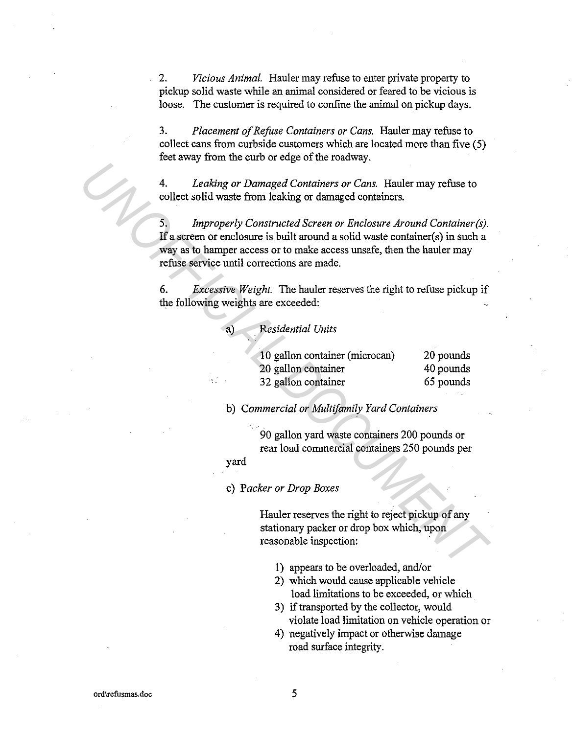2. *Vicious Animal.* Hauler may refuse to enter private property to pickup solid waste while an animal considered or feared to be vicious is loose. The customer is required to confine the animal on pickup days.

3. *Placement of Refuse Containers or Cans.* Hauler may refuse to collect cans from curbside customers which are located more than five (5) feet away from the curb or edge of the roadway.

4. *Leaking or Damaged Containers or Cans.* Hauler may refuse to collect solid waste from leaking or damaged containers.

5. *Improperly Constructed Screen or Enclosure Around Container(s).* If a screen or enclosure is built around a solid waste container(s) in such a way as to hamper access or to make access unsafe, then the hauler may refuse service until corrections are made.

6. *Excessive Weight.* The hauler reserves the right to refuse pickup if the following weights are exceeded:

a) *Residential Units*

| | |
|---|---|
| 10 gallon container (microcan) | 20 pounds |
| 20 gallon container | 40 pounds |
| 32 gallon container | 65 pounds |

b) *Commercial or Multifamily Yard Containers*

90 gallon yard waste containers 200 pounds or rear load commercial containers 250 pounds per yard

c) *Packer or Drop Boxes*

Hauler reserves the right to reject pickup of any stationary packer or drop box which, upon reasonable inspection:

1) appears to be overloaded, and/or
2) which would cause applicable vehicle load limitations to be exceeded, or which
3) if transported by the collector, would violate load limitation on vehicle operation or
4) negatively impact or otherwise damage road surface integrity.

ord\refusmas.doc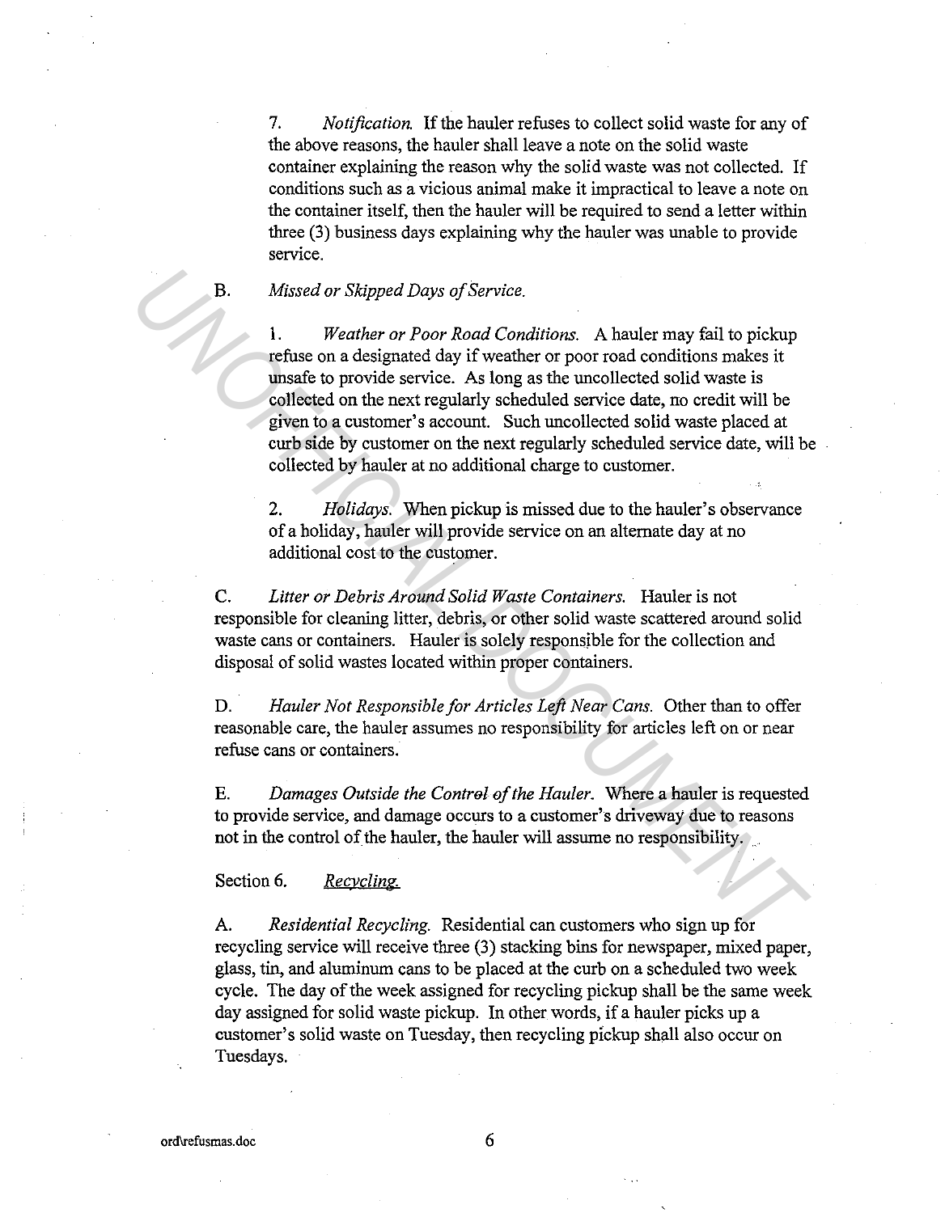7. *Notification.* If the hauler refuses to collect solid waste for any of the above reasons, the hauler shall leave a note on the solid waste container explaining the reason why the solid waste was not collected. If conditions such as a vicious animal make it impractical to leave a note on the container itself, then the hauler will be required to send a letter within three (3) business days explaining why the hauler was unable to provide service.

B. *Missed or Skipped Days of Service.*

1. *Weather or Poor Road Conditions.* A hauler may fail to pickup refuse on a designated day if weather or poor road conditions makes it unsafe to provide service. As long as the uncollected solid waste is collected on the next regularly scheduled service date, no credit will be given to a customer's account. Such uncollected solid waste placed at curb side by customer on the next regularly scheduled service date, will be collected by hauler at no additional charge to customer.

2. *Holidays.* When pickup is missed due to the hauler's observance of a holiday, hauler will provide service on an alternate day at no additional cost to the customer.

C. *Litter or Debris Around Solid Waste Containers.* Hauler is not responsible for cleaning litter, debris, or other solid waste scattered around solid waste cans or containers. Hauler is solely responsible for the collection and disposal of solid wastes located within proper containers.

D. *Hauler Not Responsible for Articles Left Near Cans.* Other than to offer reasonable care, the hauler assumes no responsibility for articles left on or near refuse cans or containers.

E. *Damages Outside the Control of the Hauler.* Where a hauler is requested to provide service, and damage occurs to a customer's driveway due to reasons not in the control of the hauler, the hauler will assume no responsibility.

Section 6. <u>*Recycling.*</u>

A. *Residential Recycling.* Residential can customers who sign up for recycling service will receive three (3) stacking bins for newspaper, mixed paper, glass, tin, and aluminum cans to be placed at the curb on a scheduled two week cycle. The day of the week assigned for recycling pickup shall be the same week day assigned for solid waste pickup. In other words, if a hauler picks up a customer's solid waste on Tuesday, then recycling pickup shall also occur on Tuesdays.

ord\refusmas.doc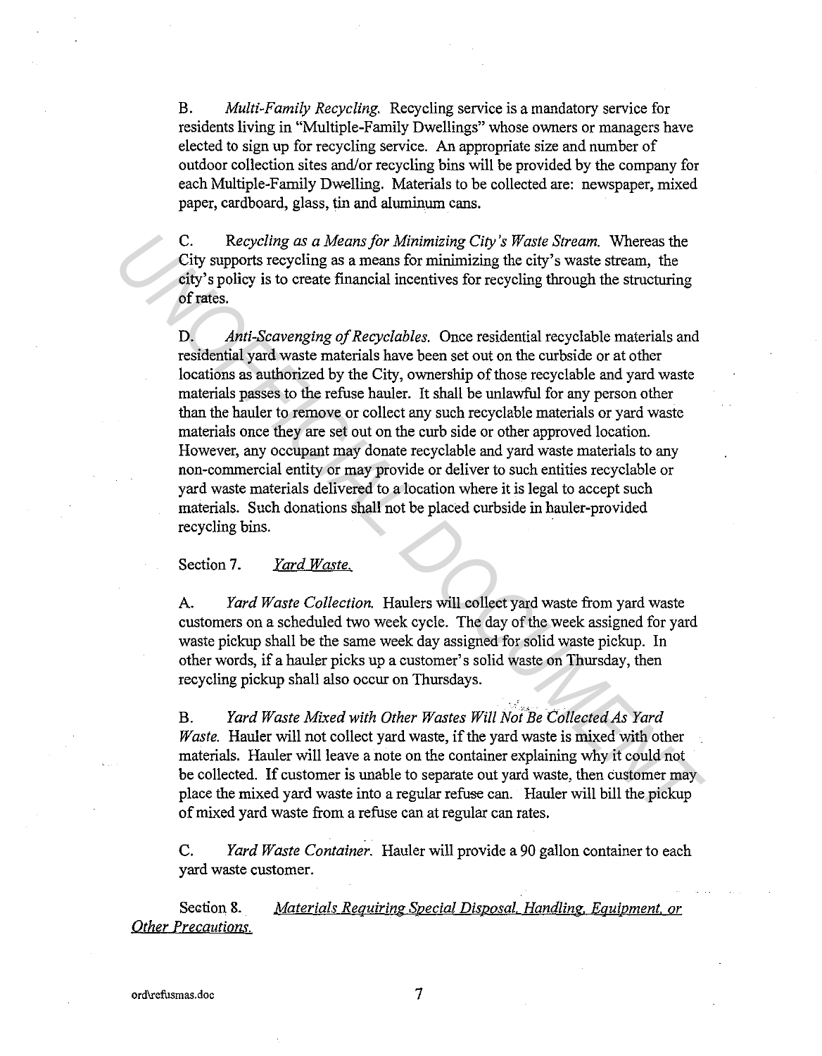B. *Multi-Family Recycling.* Recycling service is a mandatory service for residents living in "Multiple-Family Dwellings" whose owners or managers have elected to sign up for recycling service. An appropriate size and number of outdoor collection sites and/or recycling bins will be provided by the company for each Multiple-Family Dwelling. Materials to be collected are: newspaper, mixed paper, cardboard, glass, tin and aluminum cans.

C. *Recycling as a Means for Minimizing City's Waste Stream.* Whereas the City supports recycling as a means for minimizing the city's waste stream, the city's policy is to create financial incentives for recycling through the structuring of rates.

D. *Anti-Scavenging of Recyclables.* Once residential recyclable materials and residential yard waste materials have been set out on the curbside or at other locations as authorized by the City, ownership of those recyclable and yard waste materials passes to the refuse hauler. It shall be unlawful for any person other than the hauler to remove or collect any such recyclable materials or yard waste materials once they are set out on the curb side or other approved location. However, any occupant may donate recyclable and yard waste materials to any non-commercial entity or may provide or deliver to such entities recyclable or yard waste materials delivered to a location where it is legal to accept such materials. Such donations shall not be placed curbside in hauler-provided recycling bins.

Section 7. *Yard Waste.*

A. *Yard Waste Collection.* Haulers will collect yard waste from yard waste customers on a scheduled two week cycle. The day of the week assigned for yard waste pickup shall be the same week day assigned for solid waste pickup. In other words, if a hauler picks up a customer's solid waste on Thursday, then recycling pickup shall also occur on Thursdays.

B. *Yard Waste Mixed with Other Wastes Will Not Be Collected As Yard Waste.* Hauler will not collect yard waste, if the yard waste is mixed with other materials. Hauler will leave a note on the container explaining why it could not be collected. If customer is unable to separate out yard waste, then customer may place the mixed yard waste into a regular refuse can. Hauler will bill the pickup of mixed yard waste from a refuse can at regular can rates.

C. *Yard Waste Container.* Hauler will provide a 90 gallon container to each yard waste customer.

Section 8. *Materials Requiring Special Disposal, Handling, Equipment, or Other Precautions.*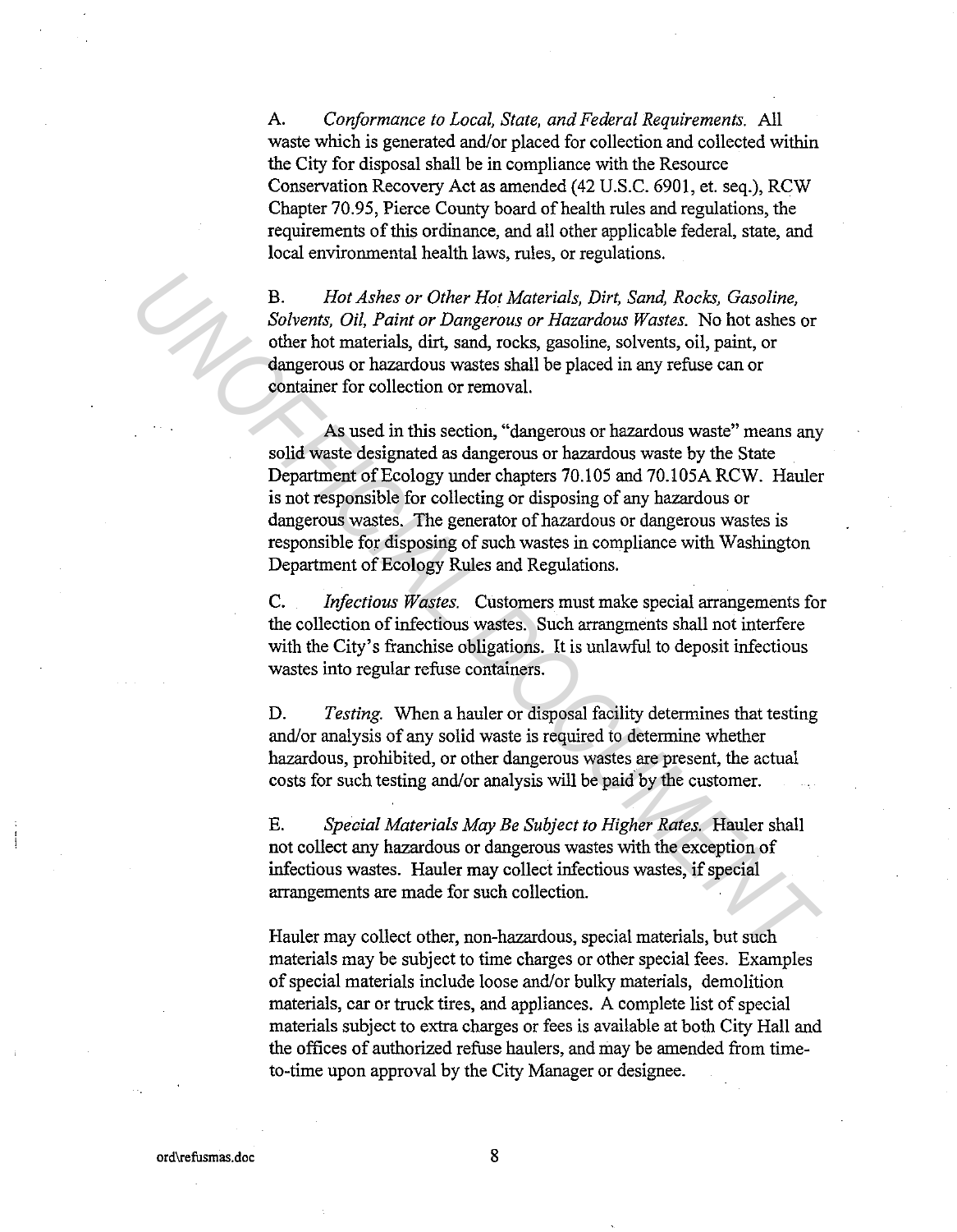A. *Conformance to Local, State, and Federal Requirements.* All waste which is generated and/or placed for collection and collected within the City for disposal shall be in compliance with the Resource Conservation Recovery Act as amended (42 U.S.C. 6901, et. seq.), RCW Chapter 70.95, Pierce County board of health rules and regulations, the requirements of this ordinance, and all other applicable federal, state, and local environmental health laws, rules, or regulations.

B. *Hot Ashes or Other Hot Materials, Dirt, Sand, Rocks, Gasoline, Solvents, Oil, Paint or Dangerous or Hazardous Wastes.* No hot ashes or other hot materials, dirt, sand, rocks, gasoline, solvents, oil, paint, or dangerous or hazardous wastes shall be placed in any refuse can or container for collection or removal.

As used in this section, "dangerous or hazardous waste" means any solid waste designated as dangerous or hazardous waste by the State Department of Ecology under chapters 70.105 and 70.105A RCW. Hauler is not responsible for collecting or disposing of any hazardous or dangerous wastes. The generator of hazardous or dangerous wastes is responsible for disposing of such wastes in compliance with Washington Department of Ecology Rules and Regulations.

C. *Infectious Wastes.* Customers must make special arrangements for the collection of infectious wastes. Such arrangments shall not interfere with the City's franchise obligations. It is unlawful to deposit infectious wastes into regular refuse containers.

D. *Testing.* When a hauler or disposal facility determines that testing and/or analysis of any solid waste is required to determine whether hazardous, prohibited, or other dangerous wastes are present, the actual costs for such testing and/or analysis will be paid by the customer.

E. *Special Materials May Be Subject to Higher Rates.* Hauler shall not collect any hazardous or dangerous wastes with the exception of infectious wastes. Hauler may collect infectious wastes, if special arrangements are made for such collection.

Hauler may collect other, non-hazardous, special materials, but such materials may be subject to time charges or other special fees. Examples of special materials include loose and/or bulky materials, demolition materials, car or truck tires, and appliances. A complete list of special materials subject to extra charges or fees is available at both City Hall and the offices of authorized refuse haulers, and may be amended from time-to-time upon approval by the City Manager or designee.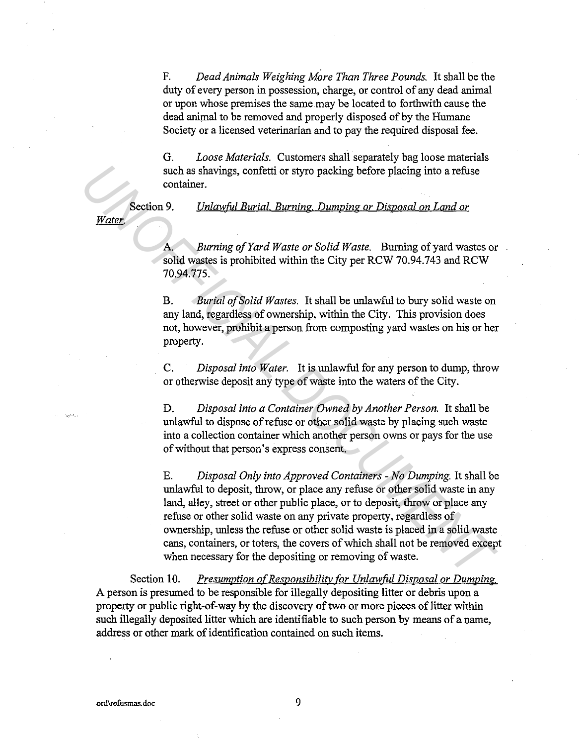F. *Dead Animals Weighing More Than Three Pounds.* It shall be the duty of every person in possession, charge, or control of any dead animal or upon whose premises the same may be located to forthwith cause the dead animal to be removed and properly disposed of by the Humane Society or a licensed veterinarian and to pay the required disposal fee.

G. *Loose Materials.* Customers shall separately bag loose materials such as shavings, confetti or styro packing before placing into a refuse container.

Section 9. *Unlawful Burial, Burning, Dumping or Disposal on Land or Water.*

A. *Burning of Yard Waste or Solid Waste.* Burning of yard wastes or solid wastes is prohibited within the City per RCW 70.94.743 and RCW 70.94.775.

B. *Burial of Solid Wastes.* It shall be unlawful to bury solid waste on any land, regardless of ownership, within the City. This provision does not, however, prohibit a person from composting yard wastes on his or her property.

C. *Disposal into Water.* It is unlawful for any person to dump, throw or otherwise deposit any type of waste into the waters of the City.

D. *Disposal into a Container Owned by Another Person.* It shall be unlawful to dispose of refuse or other solid waste by placing such waste into a collection container which another person owns or pays for the use of without that person's express consent.

E. *Disposal Only into Approved Containers - No Dumping.* It shall be unlawful to deposit, throw, or place any refuse or other solid waste in any land, alley, street or other public place, or to deposit, throw or place any refuse or other solid waste on any private property, regardless of ownership, unless the refuse or other solid waste is placed in a solid waste cans, containers, or toters, the covers of which shall not be removed except when necessary for the depositing or removing of waste.

Section 10. *Presumption of Responsibility for Unlawful Disposal or Dumping.* A person is presumed to be responsible for illegally depositing litter or debris upon a property or public right-of-way by the discovery of two or more pieces of litter within such illegally deposited litter which are identifiable to such person by means of a name, address or other mark of identification contained on such items.

ord\refusmas.doc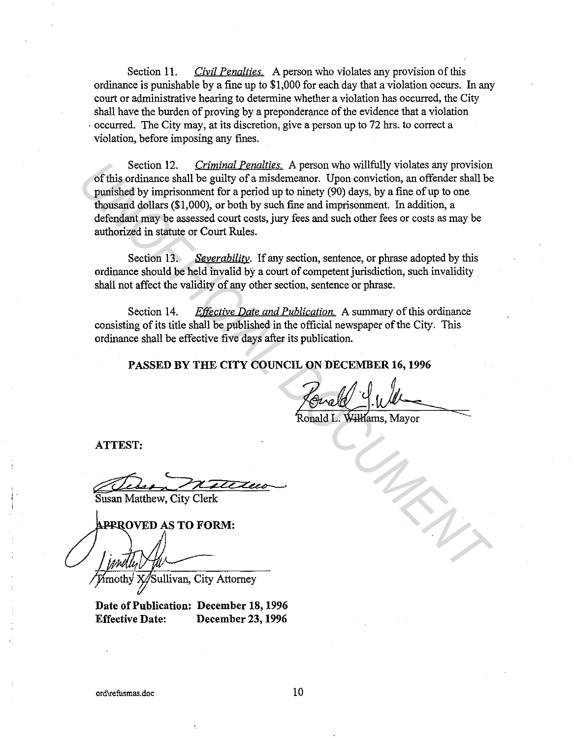Section 11. *Civil Penalties.* A person who violates any provision of this ordinance is punishable by a fine up to $1,000 for each day that a violation occurs. In any court or administrative hearing to determine whether a violation has occurred, the City shall have the burden of proving by a preponderance of the evidence that a violation occurred. The City may, at its discretion, give a person up to 72 hrs. to correct a violation, before imposing any fines.

Section 12. *Criminal Penalties.* A person who willfully violates any provision of this ordinance shall be guilty of a misdemeanor. Upon conviction, an offender shall be punished by imprisonment for a period up to ninety (90) days, by a fine of up to one thousand dollars ($1,000), or both by such fine and imprisonment. In addition, a defendant may be assessed court costs, jury fees and such other fees or costs as may be authorized in statute or Court Rules.

Section 13. *Severability.* If any section, sentence, or phrase adopted by this ordinance should be held invalid by a court of competent jurisdiction, such invalidity shall not affect the validity of any other section, sentence or phrase.

Section 14. *Effective Date and Publication.* A summary of this ordinance consisting of its title shall be published in the official newspaper of the City. This ordinance shall be effective five days after its publication.

**PASSED BY THE CITY COUNCIL ON DECEMBER 16, 1996**

Ronald L. Williams, Mayor

**ATTEST:**

Susan Matthew, City Clerk

**APPROVED AS TO FORM:**

Timothy X. Sullivan, City Attorney

**Date of Publication:** **December 18, 1996**
**Effective Date:** **December 23, 1996**

ord\refusmas.doc